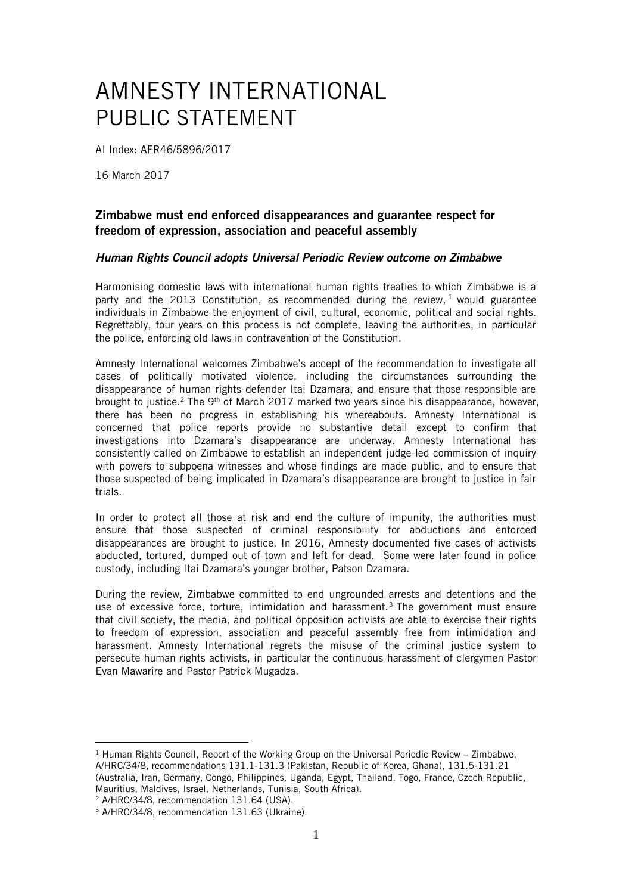# AMNESTY INTERNATIONAL PUBLIC STATEMENT

AI Index: AFR46/5896/2017

16 March 2017

### Zimbabwe must end enforced disappearances and guarantee respect for freedom of expression, association and peaceful assembly

#### *Human Rights Council adopts Universal Periodic Review outcome on Zimbabwe*

Harmonising domestic laws with international human rights treaties to which Zimbabwe is a party and the 2013 Constitution, as recommended during the review,[1] would guarantee individuals in Zimbabwe the enjoyment of civil, cultural, economic, political and social rights. Regrettably, four years on this process is not complete, leaving the authorities, in particular the police, enforcing old laws in contravention of the Constitution.

Amnesty International welcomes Zimbabwe's accept of the recommendation to investigate all cases of politically motivated violence, including the circumstances surrounding the disappearance of human rights defender Itai Dzamara, and ensure that those responsible are brought to justice.[2] The 9th of March 2017 marked two years since his disappearance, however, there has been no progress in establishing his whereabouts. Amnesty International is concerned that police reports provide no substantive detail except to confirm that investigations into Dzamara's disappearance are underway. Amnesty International has consistently called on Zimbabwe to establish an independent judge-led commission of inquiry with powers to subpoena witnesses and whose findings are made public, and to ensure that those suspected of being implicated in Dzamara's disappearance are brought to justice in fair trials.

In order to protect all those at risk and end the culture of impunity, the authorities must ensure that those suspected of criminal responsibility for abductions and enforced disappearances are brought to justice. In 2016, Amnesty documented five cases of activists abducted, tortured, dumped out of town and left for dead. Some were later found in police custody, including Itai Dzamara's younger brother, Patson Dzamara.

During the review, Zimbabwe committed to end ungrounded arrests and detentions and the use of excessive force, torture, intimidation and harassment.[3] The government must ensure that civil society, the media, and political opposition activists are able to exercise their rights to freedom of expression, association and peaceful assembly free from intimidation and harassment. Amnesty International regrets the misuse of the criminal justice system to persecute human rights activists, in particular the continuous harassment of clergymen Pastor Evan Mawarire and Pastor Patrick Mugadza.

---

[1] Human Rights Council, Report of the Working Group on the Universal Periodic Review – Zimbabwe, A/HRC/34/8, recommendations 131.1-131.3 (Pakistan, Republic of Korea, Ghana), 131.5-131.21 (Australia, Iran, Germany, Congo, Philippines, Uganda, Egypt, Thailand, Togo, France, Czech Republic, Mauritius, Maldives, Israel, Netherlands, Tunisia, South Africa).

[2] A/HRC/34/8, recommendation 131.64 (USA).

[3] A/HRC/34/8, recommendation 131.63 (Ukraine).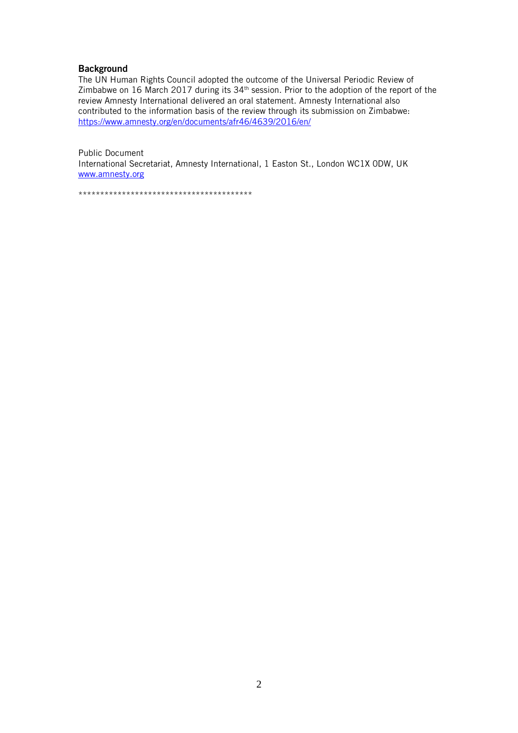**Background**

The UN Human Rights Council adopted the outcome of the Universal Periodic Review of Zimbabwe on 16 March 2017 during its 34th session. Prior to the adoption of the report of the review Amnesty International delivered an oral statement. Amnesty International also contributed to the information basis of the review through its submission on Zimbabwe: https://www.amnesty.org/en/documents/afr46/4639/2016/en/

Public Document
International Secretariat, Amnesty International, 1 Easton St., London WC1X 0DW, UK
www.amnesty.org

****************************************